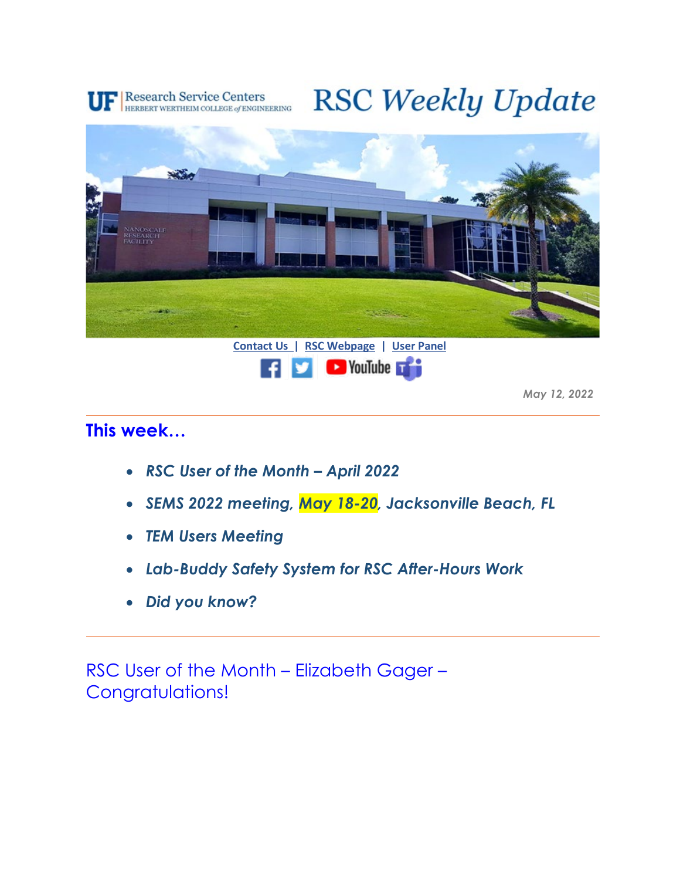# RSC Weekly Update

UF | Research Service Centers
HERBERT WERTHEIM COLLEGE of ENGINEERING

Contact Us | RSC Webpage | User Panel

*May 12, 2022*

---

## This week…

- ***RSC User of the Month – April 2022***
- ***SEMS 2022 meeting, May 18-20, Jacksonville Beach, FL***
- ***TEM Users Meeting***
- ***Lab-Buddy Safety System for RSC After-Hours Work***
- ***Did you know?***

---

## RSC User of the Month – Elizabeth Gager – Congratulations!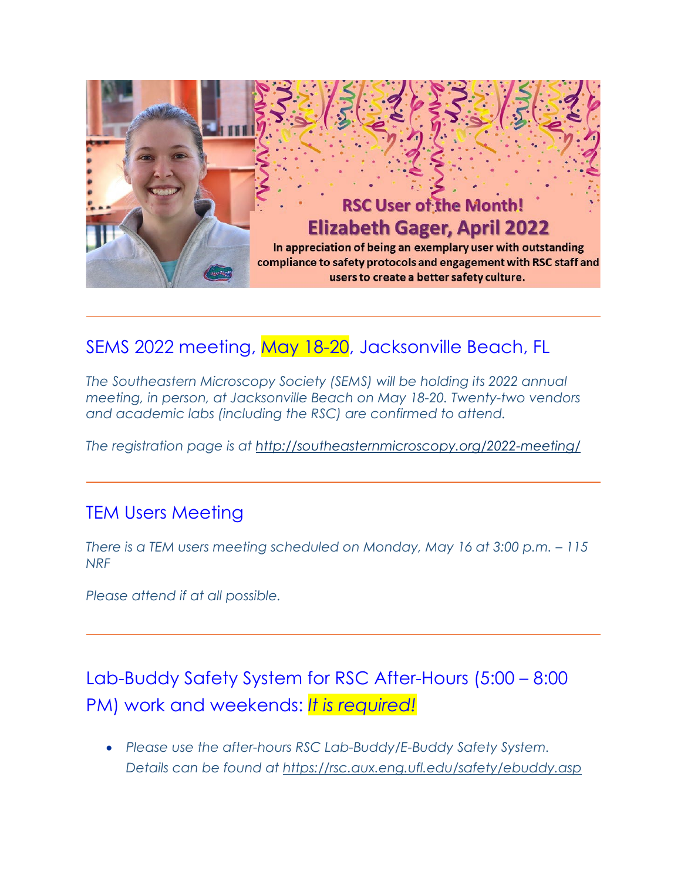RSC User of the Month!

Elizabeth Gager, April 2022

In appreciation of being an exemplary user with outstanding compliance to safety protocols and engagement with RSC staff and users to create a better safety culture.

---

## SEMS 2022 meeting, May 18-20, Jacksonville Beach, FL

*The Southeastern Microscopy Society (SEMS) will be holding its 2022 annual meeting, in person, at Jacksonville Beach on May 18-20. Twenty-two vendors and academic labs (including the RSC) are confirmed to attend.*

*The registration page is at http://southeasternmicroscopy.org/2022-meeting/*

---

## TEM Users Meeting

*There is a TEM users meeting scheduled on Monday, May 16 at 3:00 p.m. – 115 NRF*

*Please attend if at all possible.*

---

## Lab-Buddy Safety System for RSC After-Hours (5:00 – 8:00 PM) work and weekends: *It is required!*

- *Please use the after-hours RSC Lab-Buddy/E-Buddy Safety System. Details can be found at https://rsc.aux.eng.ufl.edu/safety/ebuddy.asp*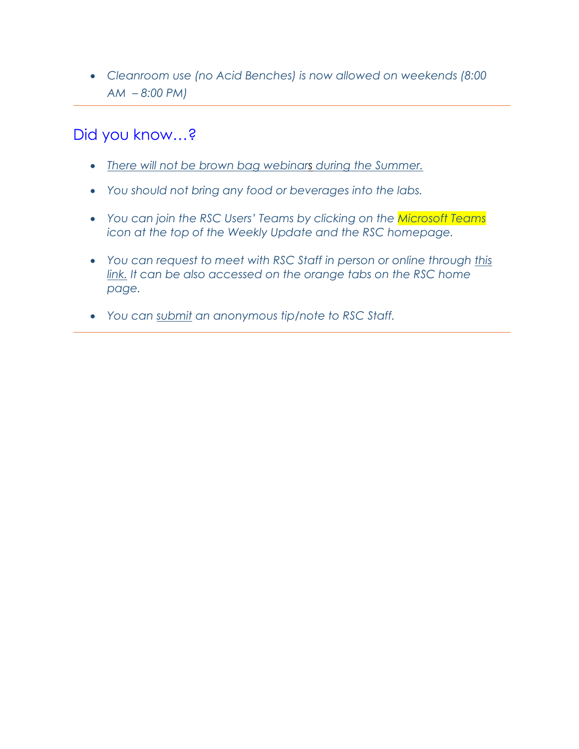- *Cleanroom use (no Acid Benches) is now allowed on weekends (8:00 AM – 8:00 PM)*

---

## Did you know…?

- *There will not be brown bag webinars during the Summer.*
- *You should not bring any food or beverages into the labs.*
- *You can join the RSC Users' Teams by clicking on the Microsoft Teams icon at the top of the Weekly Update and the RSC homepage.*
- *You can request to meet with RSC Staff in person or online through this link. It can be also accessed on the orange tabs on the RSC home page.*
- *You can submit an anonymous tip/note to RSC Staff.*

---